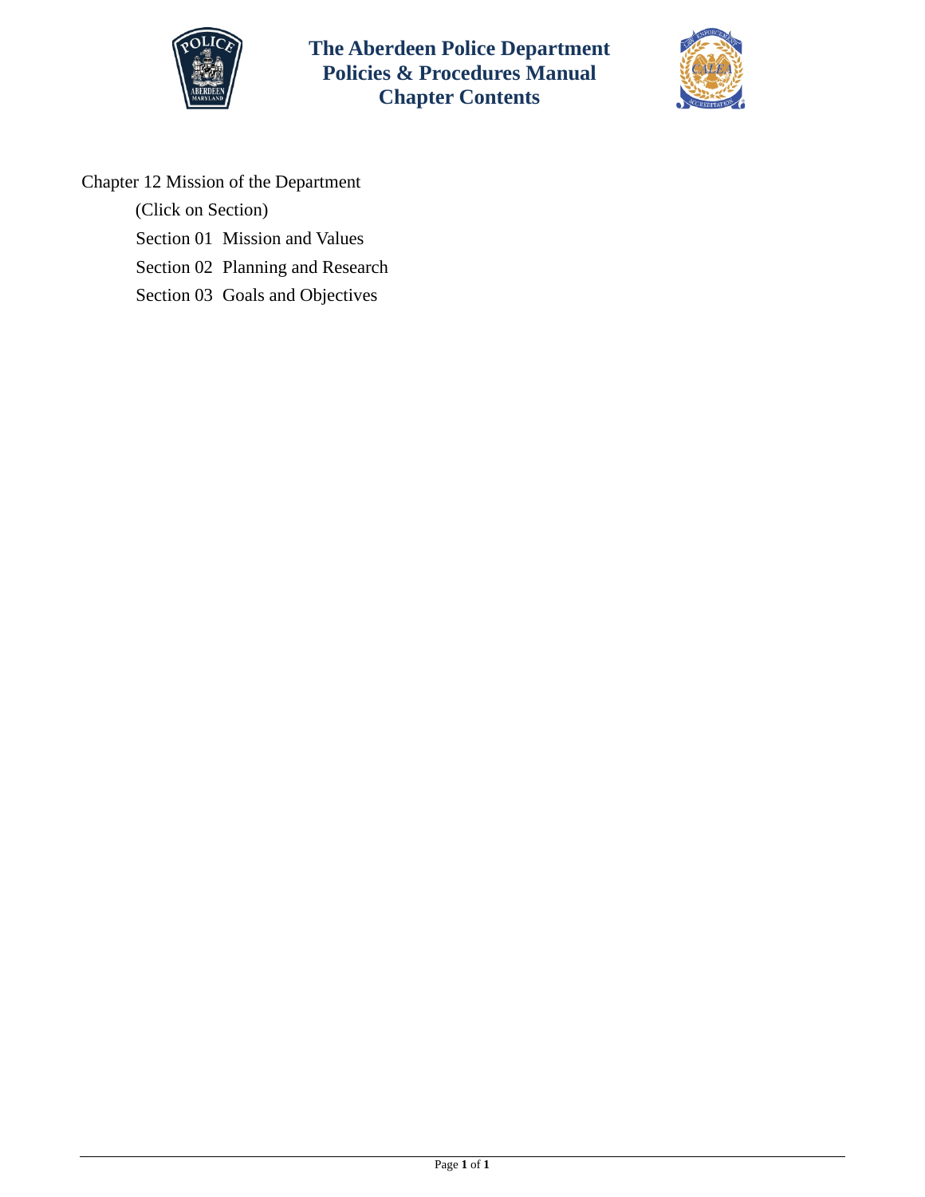# The Aberdeen Police Department Policies & Procedures Manual Chapter Contents

Chapter 12 Mission of the Department

(Click on Section)

Section 01 Mission and Values

Section 02 Planning and Research

Section 03 Goals and Objectives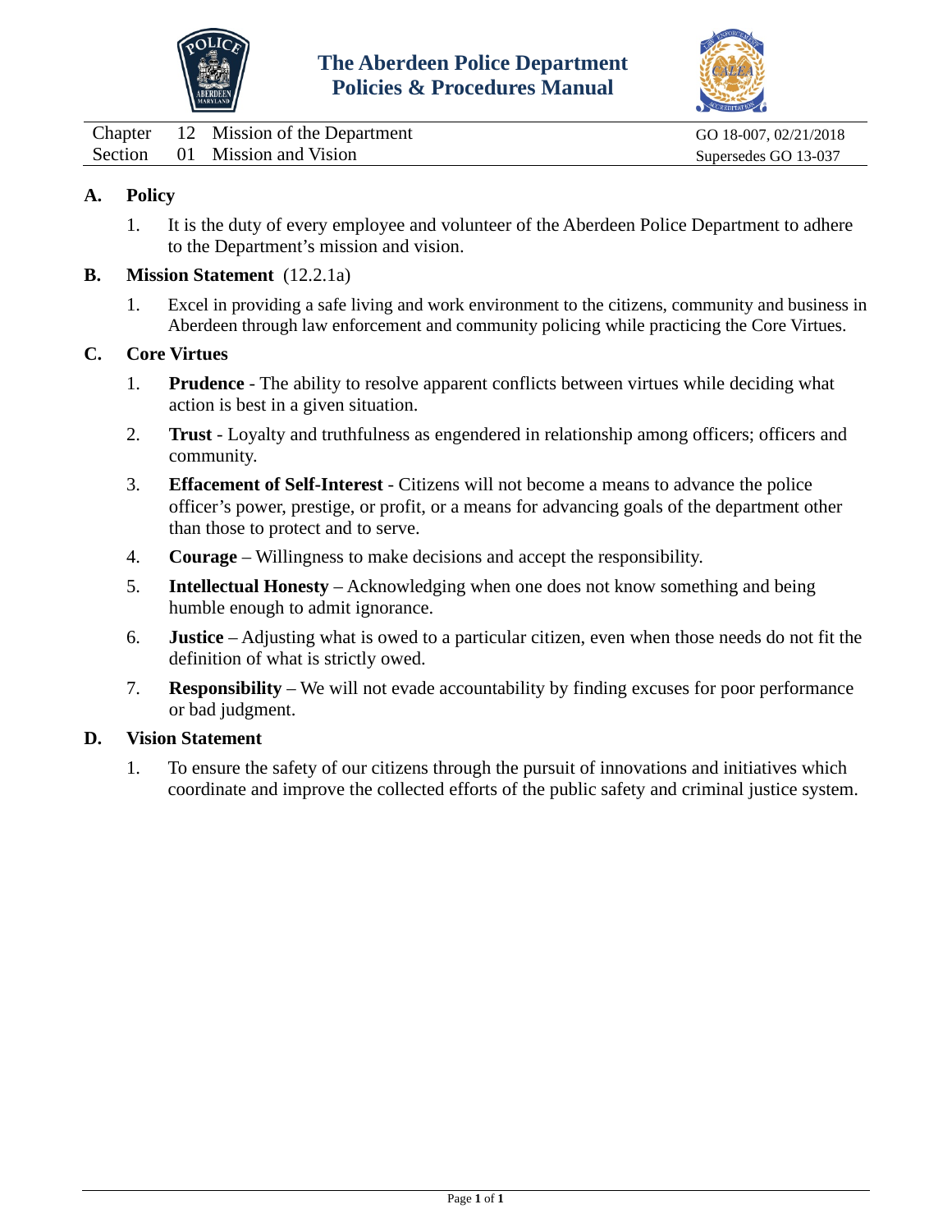# The Aberdeen Police Department
## Policies & Procedures Manual

| Chapter | 12 | Mission of the Department | GO 18-007, 02/21/2018 |
|---|---|---|---|
| Section | 01 | Mission and Vision | Supersedes GO 13-037 |

**A. Policy**

1. It is the duty of every employee and volunteer of the Aberdeen Police Department to adhere to the Department's mission and vision.

**B. Mission Statement** (12.2.1a)

1. Excel in providing a safe living and work environment to the citizens, community and business in Aberdeen through law enforcement and community policing while practicing the Core Virtues.

**C. Core Virtues**

1. **Prudence** - The ability to resolve apparent conflicts between virtues while deciding what action is best in a given situation.
2. **Trust** - Loyalty and truthfulness as engendered in relationship among officers; officers and community.
3. **Effacement of Self-Interest** - Citizens will not become a means to advance the police officer's power, prestige, or profit, or a means for advancing goals of the department other than those to protect and to serve.
4. **Courage** – Willingness to make decisions and accept the responsibility.
5. **Intellectual Honesty** – Acknowledging when one does not know something and being humble enough to admit ignorance.
6. **Justice** – Adjusting what is owed to a particular citizen, even when those needs do not fit the definition of what is strictly owed.
7. **Responsibility** – We will not evade accountability by finding excuses for poor performance or bad judgment.

**D. Vision Statement**

1. To ensure the safety of our citizens through the pursuit of innovations and initiatives which coordinate and improve the collected efforts of the public safety and criminal justice system.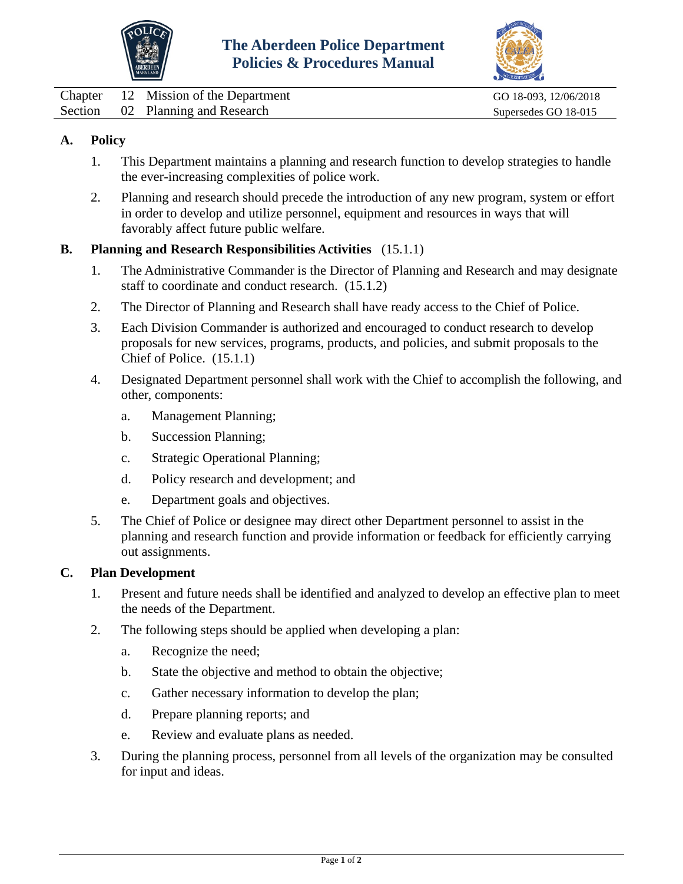The Aberdeen Police Department
Policies & Procedures Manual

| Chapter | 12 | Mission of the Department | GO 18-093, 12/06/2018 |
|---|---|---|---|
| Section | 02 | Planning and Research | Supersedes GO 18-015 |

## A. Policy

1. This Department maintains a planning and research function to develop strategies to handle the ever-increasing complexities of police work.

2. Planning and research should precede the introduction of any new program, system or effort in order to develop and utilize personnel, equipment and resources in ways that will favorably affect future public welfare.

## B. Planning and Research Responsibilities Activities (15.1.1)

1. The Administrative Commander is the Director of Planning and Research and may designate staff to coordinate and conduct research. (15.1.2)

2. The Director of Planning and Research shall have ready access to the Chief of Police.

3. Each Division Commander is authorized and encouraged to conduct research to develop proposals for new services, programs, products, and policies, and submit proposals to the Chief of Police. (15.1.1)

4. Designated Department personnel shall work with the Chief to accomplish the following, and other, components:

   a. Management Planning;

   b. Succession Planning;

   c. Strategic Operational Planning;

   d. Policy research and development; and

   e. Department goals and objectives.

5. The Chief of Police or designee may direct other Department personnel to assist in the planning and research function and provide information or feedback for efficiently carrying out assignments.

## C. Plan Development

1. Present and future needs shall be identified and analyzed to develop an effective plan to meet the needs of the Department.

2. The following steps should be applied when developing a plan:

   a. Recognize the need;

   b. State the objective and method to obtain the objective;

   c. Gather necessary information to develop the plan;

   d. Prepare planning reports; and

   e. Review and evaluate plans as needed.

3. During the planning process, personnel from all levels of the organization may be consulted for input and ideas.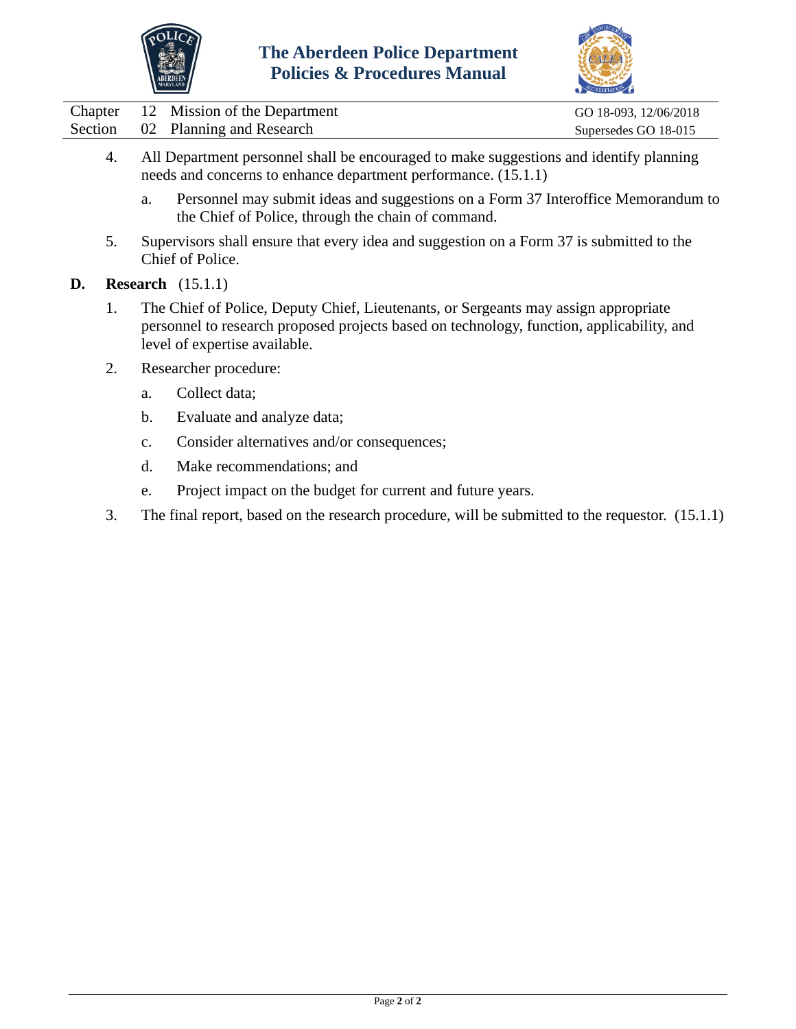4. All Department personnel shall be encouraged to make suggestions and identify planning needs and concerns to enhance department performance. (15.1.1)

    a. Personnel may submit ideas and suggestions on a Form 37 Interoffice Memorandum to the Chief of Police, through the chain of command.

5. Supervisors shall ensure that every idea and suggestion on a Form 37 is submitted to the Chief of Police.

**D. Research** (15.1.1)

1. The Chief of Police, Deputy Chief, Lieutenants, or Sergeants may assign appropriate personnel to research proposed projects based on technology, function, applicability, and level of expertise available.

2. Researcher procedure:

    a. Collect data;

    b. Evaluate and analyze data;

    c. Consider alternatives and/or consequences;

    d. Make recommendations; and

    e. Project impact on the budget for current and future years.

3. The final report, based on the research procedure, will be submitted to the requestor. (15.1.1)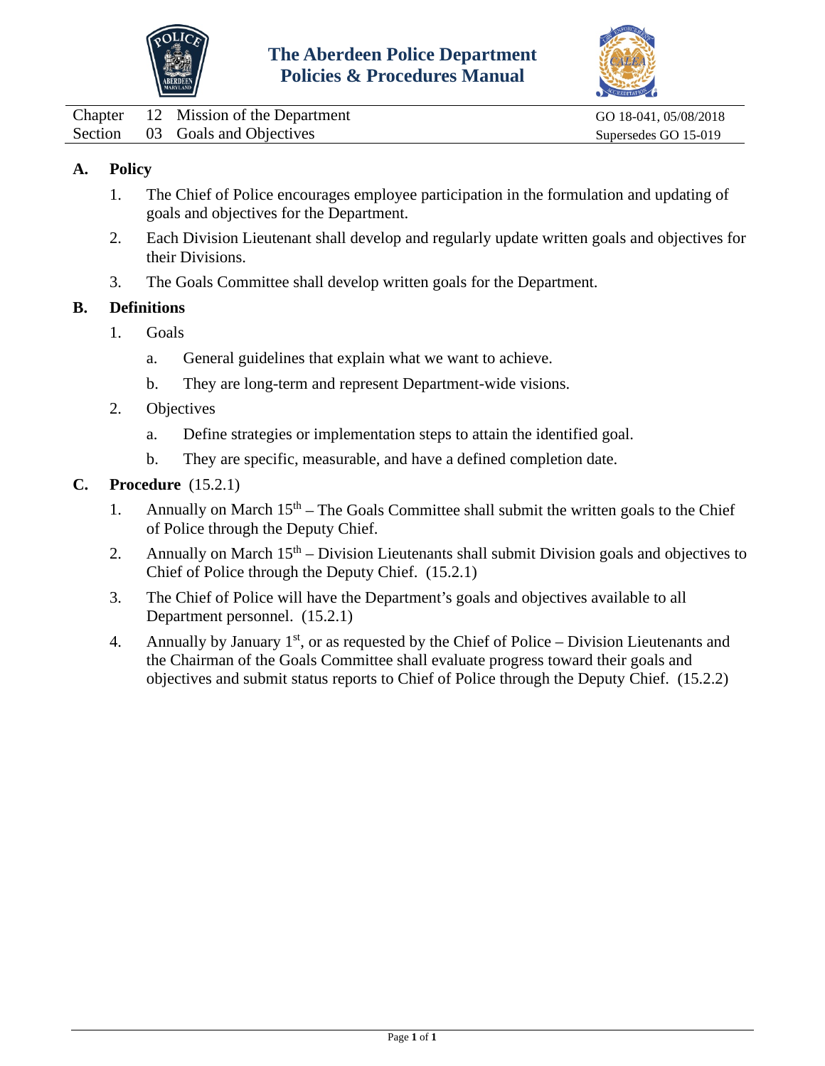The Aberdeen Police Department
Policies & Procedures Manual

| | | | |
|---|---|---|---|
| Chapter | 12 | Mission of the Department | GO 18-041, 05/08/2018 |
| Section | 03 | Goals and Objectives | Supersedes GO 15-019 |

## A. Policy

1. The Chief of Police encourages employee participation in the formulation and updating of goals and objectives for the Department.
2. Each Division Lieutenant shall develop and regularly update written goals and objectives for their Divisions.
3. The Goals Committee shall develop written goals for the Department.

## B. Definitions

1. Goals
   a. General guidelines that explain what we want to achieve.
   b. They are long-term and represent Department-wide visions.
2. Objectives
   a. Define strategies or implementation steps to attain the identified goal.
   b. They are specific, measurable, and have a defined completion date.

## C. Procedure (15.2.1)

1. Annually on March 15th – The Goals Committee shall submit the written goals to the Chief of Police through the Deputy Chief.
2. Annually on March 15th – Division Lieutenants shall submit Division goals and objectives to Chief of Police through the Deputy Chief. (15.2.1)
3. The Chief of Police will have the Department's goals and objectives available to all Department personnel. (15.2.1)
4. Annually by January 1st, or as requested by the Chief of Police – Division Lieutenants and the Chairman of the Goals Committee shall evaluate progress toward their goals and objectives and submit status reports to Chief of Police through the Deputy Chief. (15.2.2)